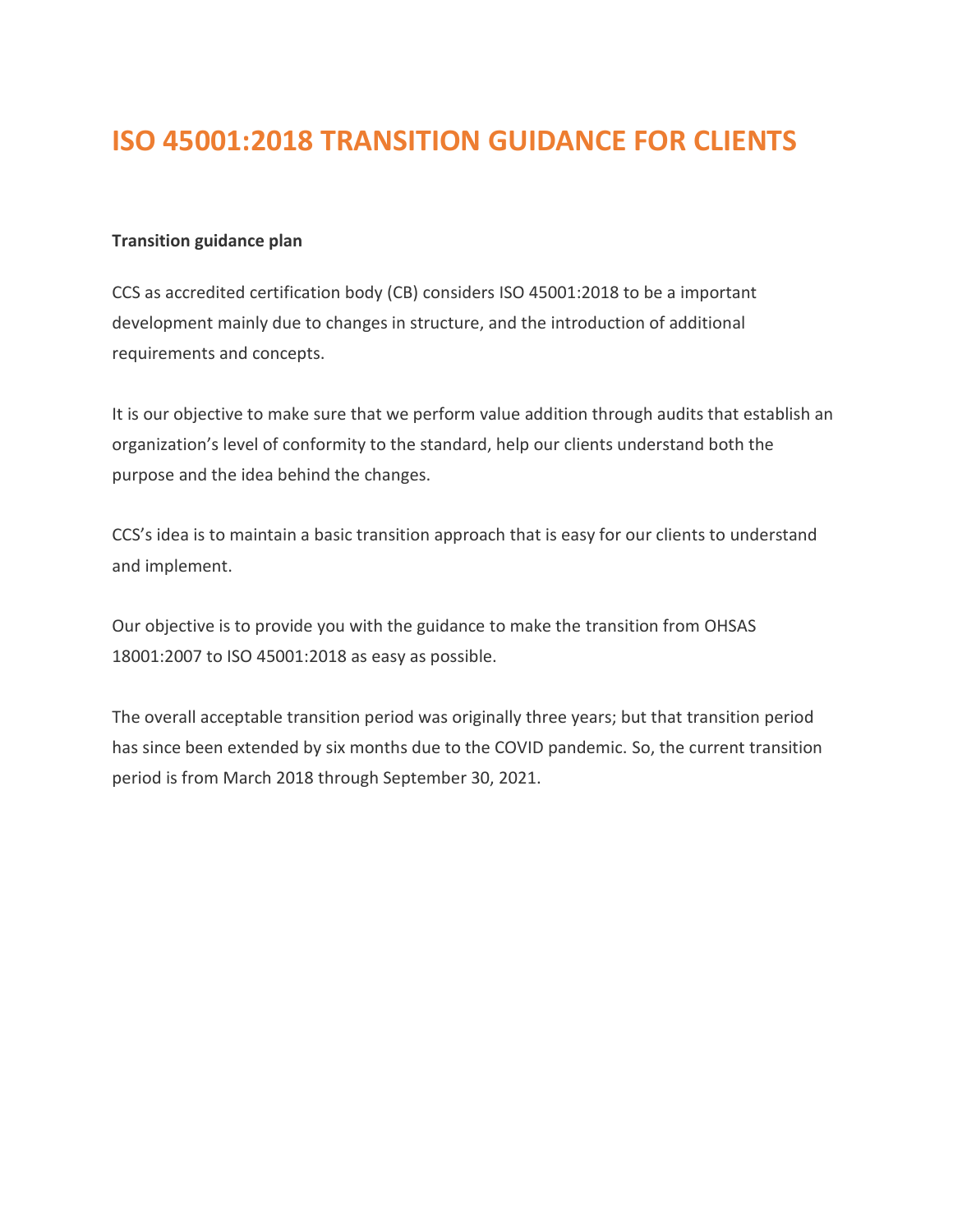# ISO 45001:2018 TRANSITION GUIDANCE FOR CLIENTS

**Transition guidance plan**

CCS as accredited certification body (CB) considers ISO 45001:2018 to be a important development mainly due to changes in structure, and the introduction of additional requirements and concepts.

It is our objective to make sure that we perform value addition through audits that establish an organization's level of conformity to the standard, help our clients understand both the purpose and the idea behind the changes.

CCS's idea is to maintain a basic transition approach that is easy for our clients to understand and implement.

Our objective is to provide you with the guidance to make the transition from OHSAS 18001:2007 to ISO 45001:2018 as easy as possible.

The overall acceptable transition period was originally three years; but that transition period has since been extended by six months due to the COVID pandemic. So, the current transition period is from March 2018 through September 30, 2021.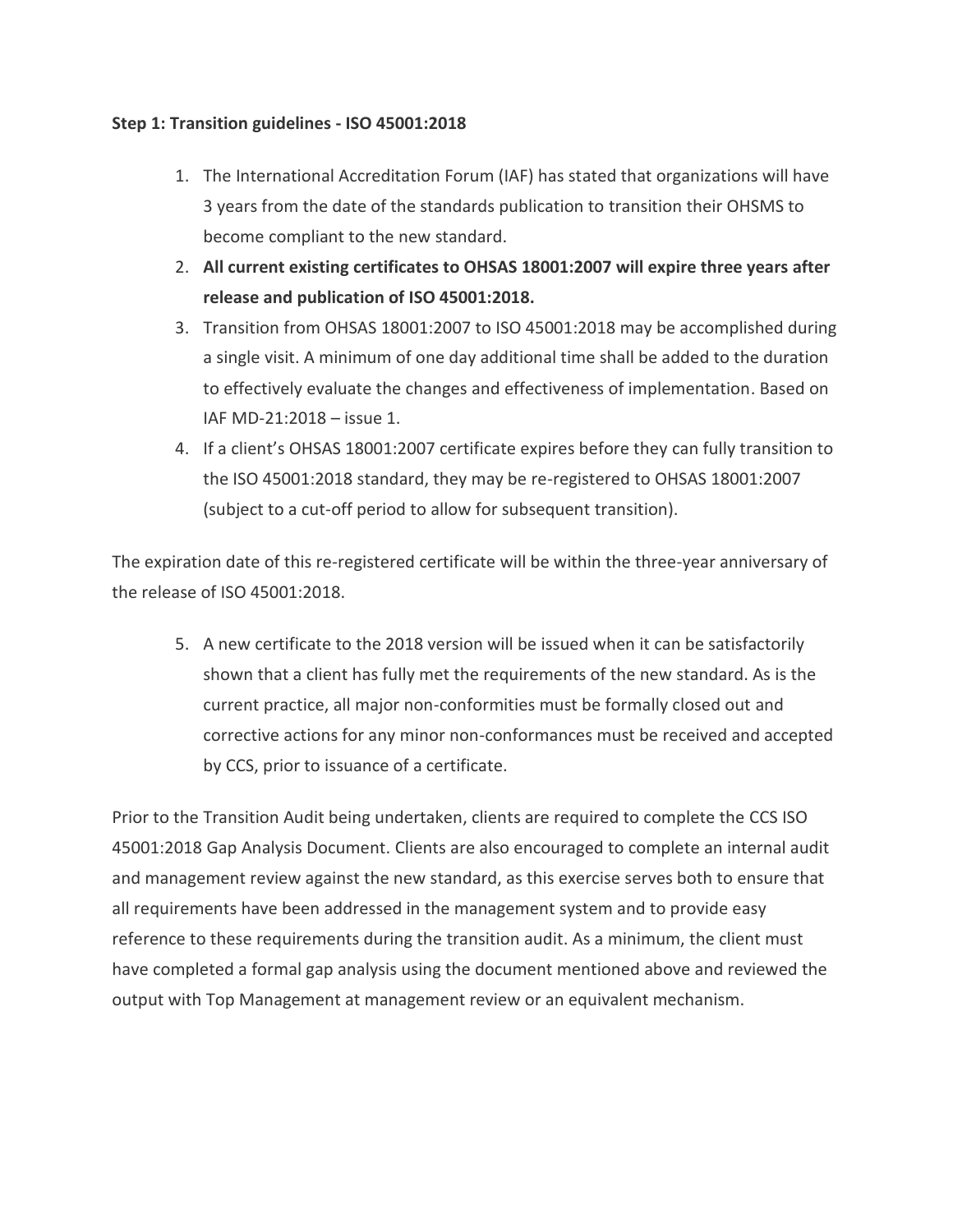**Step 1: Transition guidelines - ISO 45001:2018**

1. The International Accreditation Forum (IAF) has stated that organizations will have 3 years from the date of the standards publication to transition their OHSMS to become compliant to the new standard.
2. **All current existing certificates to OHSAS 18001:2007 will expire three years after release and publication of ISO 45001:2018.**
3. Transition from OHSAS 18001:2007 to ISO 45001:2018 may be accomplished during a single visit. A minimum of one day additional time shall be added to the duration to effectively evaluate the changes and effectiveness of implementation. Based on IAF MD-21:2018 – issue 1.
4. If a client's OHSAS 18001:2007 certificate expires before they can fully transition to the ISO 45001:2018 standard, they may be re-registered to OHSAS 18001:2007 (subject to a cut-off period to allow for subsequent transition).

The expiration date of this re-registered certificate will be within the three-year anniversary of the release of ISO 45001:2018.

5. A new certificate to the 2018 version will be issued when it can be satisfactorily shown that a client has fully met the requirements of the new standard. As is the current practice, all major non-conformities must be formally closed out and corrective actions for any minor non-conformances must be received and accepted by CCS, prior to issuance of a certificate.

Prior to the Transition Audit being undertaken, clients are required to complete the CCS ISO 45001:2018 Gap Analysis Document. Clients are also encouraged to complete an internal audit and management review against the new standard, as this exercise serves both to ensure that all requirements have been addressed in the management system and to provide easy reference to these requirements during the transition audit. As a minimum, the client must have completed a formal gap analysis using the document mentioned above and reviewed the output with Top Management at management review or an equivalent mechanism.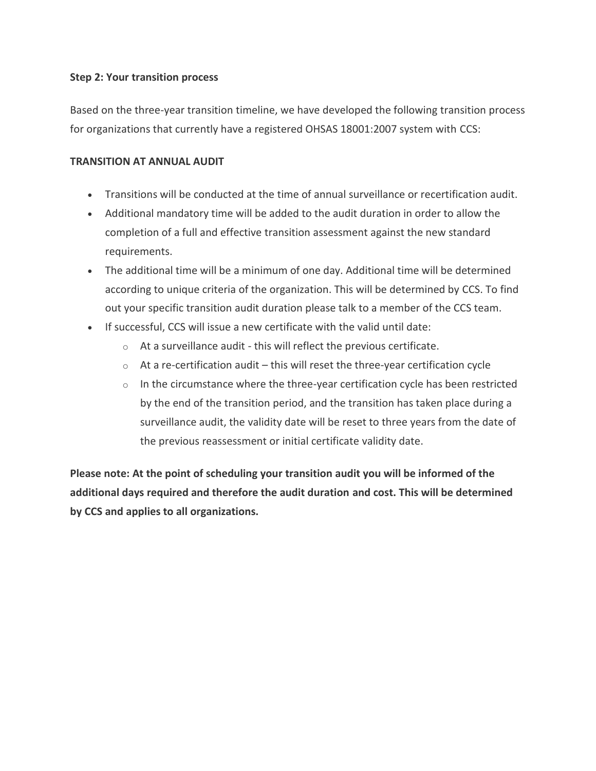**Step 2: Your transition process**

Based on the three-year transition timeline, we have developed the following transition process for organizations that currently have a registered OHSAS 18001:2007 system with CCS:

**TRANSITION AT ANNUAL AUDIT**

- Transitions will be conducted at the time of annual surveillance or recertification audit.
- Additional mandatory time will be added to the audit duration in order to allow the completion of a full and effective transition assessment against the new standard requirements.
- The additional time will be a minimum of one day. Additional time will be determined according to unique criteria of the organization. This will be determined by CCS. To find out your specific transition audit duration please talk to a member of the CCS team.
- If successful, CCS will issue a new certificate with the valid until date:
    - At a surveillance audit - this will reflect the previous certificate.
    - At a re-certification audit – this will reset the three-year certification cycle
    - In the circumstance where the three-year certification cycle has been restricted by the end of the transition period, and the transition has taken place during a surveillance audit, the validity date will be reset to three years from the date of the previous reassessment or initial certificate validity date.

**Please note: At the point of scheduling your transition audit you will be informed of the additional days required and therefore the audit duration and cost. This will be determined by CCS and applies to all organizations.**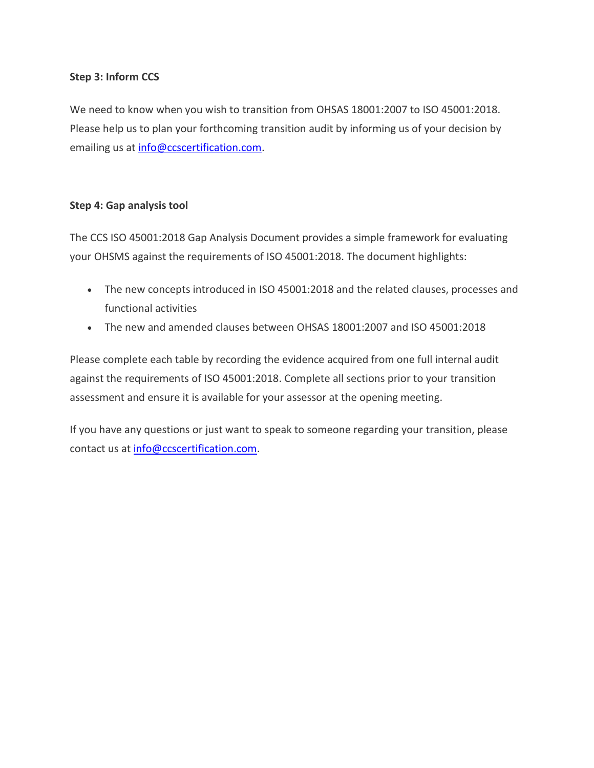**Step 3: Inform CCS**

We need to know when you wish to transition from OHSAS 18001:2007 to ISO 45001:2018. Please help us to plan your forthcoming transition audit by informing us of your decision by emailing us at info@ccscertification.com.

**Step 4: Gap analysis tool**

The CCS ISO 45001:2018 Gap Analysis Document provides a simple framework for evaluating your OHSMS against the requirements of ISO 45001:2018. The document highlights:

- The new concepts introduced in ISO 45001:2018 and the related clauses, processes and functional activities
- The new and amended clauses between OHSAS 18001:2007 and ISO 45001:2018

Please complete each table by recording the evidence acquired from one full internal audit against the requirements of ISO 45001:2018. Complete all sections prior to your transition assessment and ensure it is available for your assessor at the opening meeting.

If you have any questions or just want to speak to someone regarding your transition, please contact us at info@ccscertification.com.